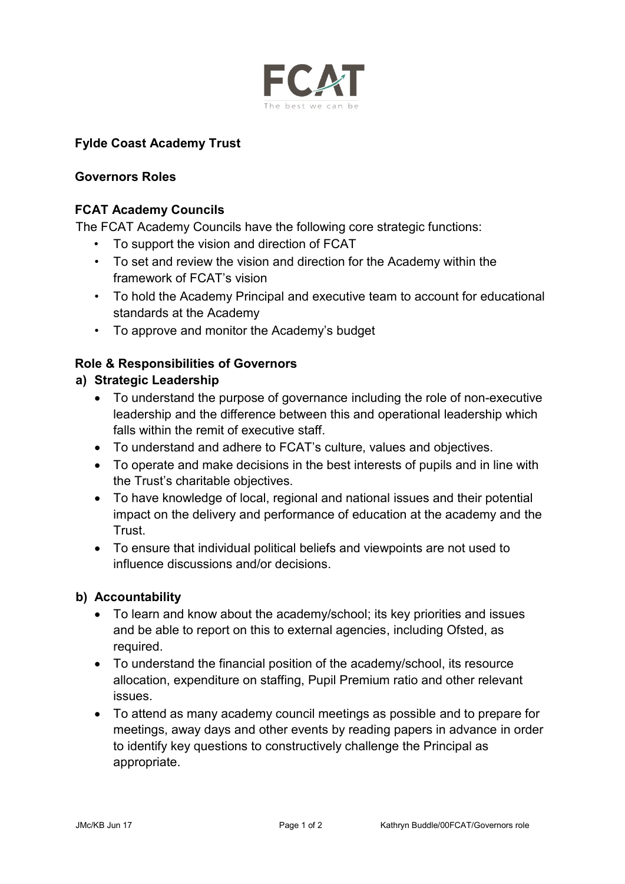# Fylde Coast Academy Trust

## Governors Roles

### FCAT Academy Councils

The FCAT Academy Councils have the following core strategic functions:

- To support the vision and direction of FCAT
- To set and review the vision and direction for the Academy within the framework of FCAT's vision
- To hold the Academy Principal and executive team to account for educational standards at the Academy
- To approve and monitor the Academy's budget

### Role & Responsibilities of Governors

#### a) Strategic Leadership

- To understand the purpose of governance including the role of non-executive leadership and the difference between this and operational leadership which falls within the remit of executive staff.
- To understand and adhere to FCAT's culture, values and objectives.
- To operate and make decisions in the best interests of pupils and in line with the Trust's charitable objectives.
- To have knowledge of local, regional and national issues and their potential impact on the delivery and performance of education at the academy and the Trust.
- To ensure that individual political beliefs and viewpoints are not used to influence discussions and/or decisions.

#### b) Accountability

- To learn and know about the academy/school; its key priorities and issues and be able to report on this to external agencies, including Ofsted, as required.
- To understand the financial position of the academy/school, its resource allocation, expenditure on staffing, Pupil Premium ratio and other relevant issues.
- To attend as many academy council meetings as possible and to prepare for meetings, away days and other events by reading papers in advance in order to identify key questions to constructively challenge the Principal as appropriate.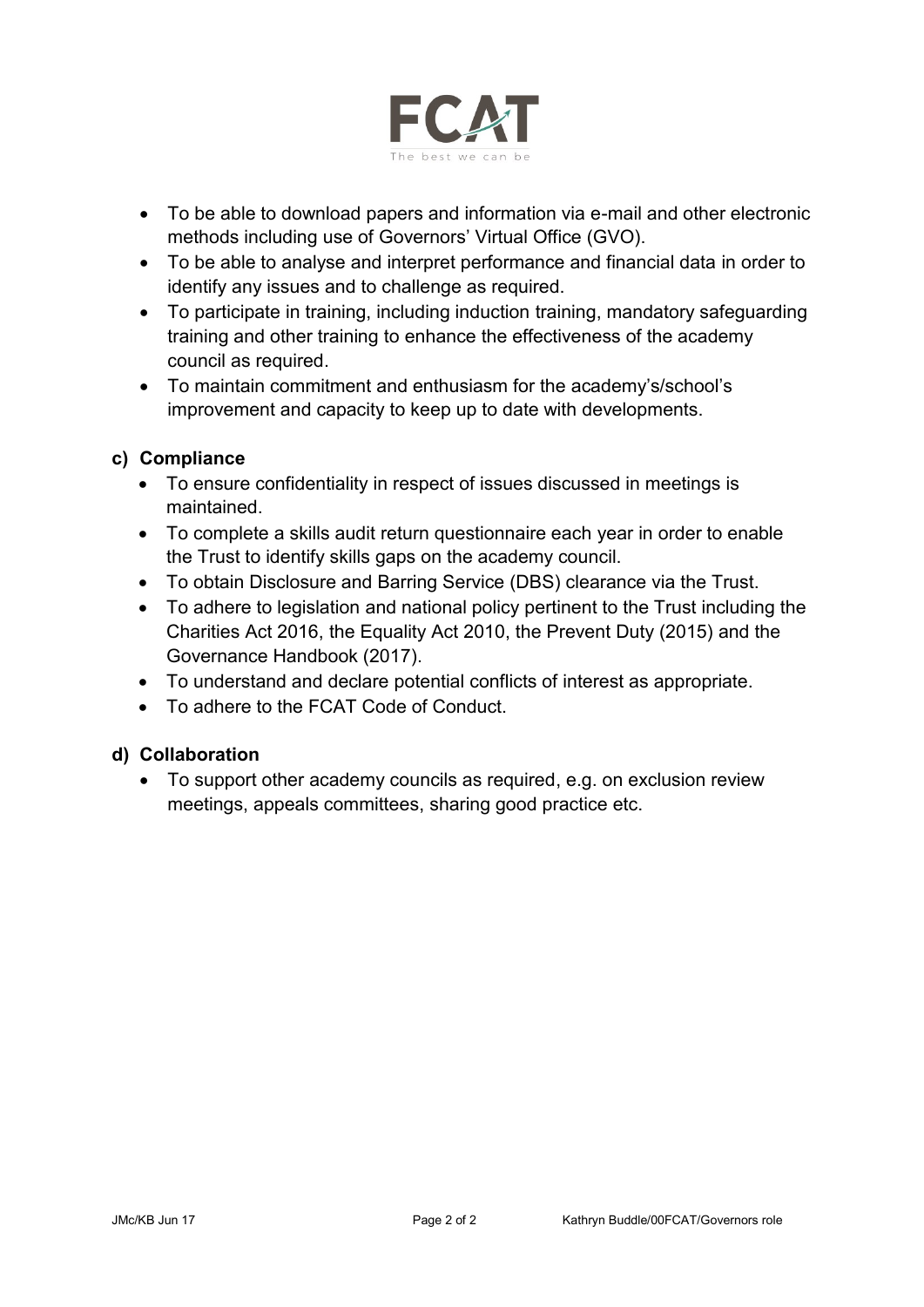- To be able to download papers and information via e-mail and other electronic methods including use of Governors' Virtual Office (GVO).
- To be able to analyse and interpret performance and financial data in order to identify any issues and to challenge as required.
- To participate in training, including induction training, mandatory safeguarding training and other training to enhance the effectiveness of the academy council as required.
- To maintain commitment and enthusiasm for the academy's/school's improvement and capacity to keep up to date with developments.

**c) Compliance**

- To ensure confidentiality in respect of issues discussed in meetings is maintained.
- To complete a skills audit return questionnaire each year in order to enable the Trust to identify skills gaps on the academy council.
- To obtain Disclosure and Barring Service (DBS) clearance via the Trust.
- To adhere to legislation and national policy pertinent to the Trust including the Charities Act 2016, the Equality Act 2010, the Prevent Duty (2015) and the Governance Handbook (2017).
- To understand and declare potential conflicts of interest as appropriate.
- To adhere to the FCAT Code of Conduct.

**d) Collaboration**

- To support other academy councils as required, e.g. on exclusion review meetings, appeals committees, sharing good practice etc.